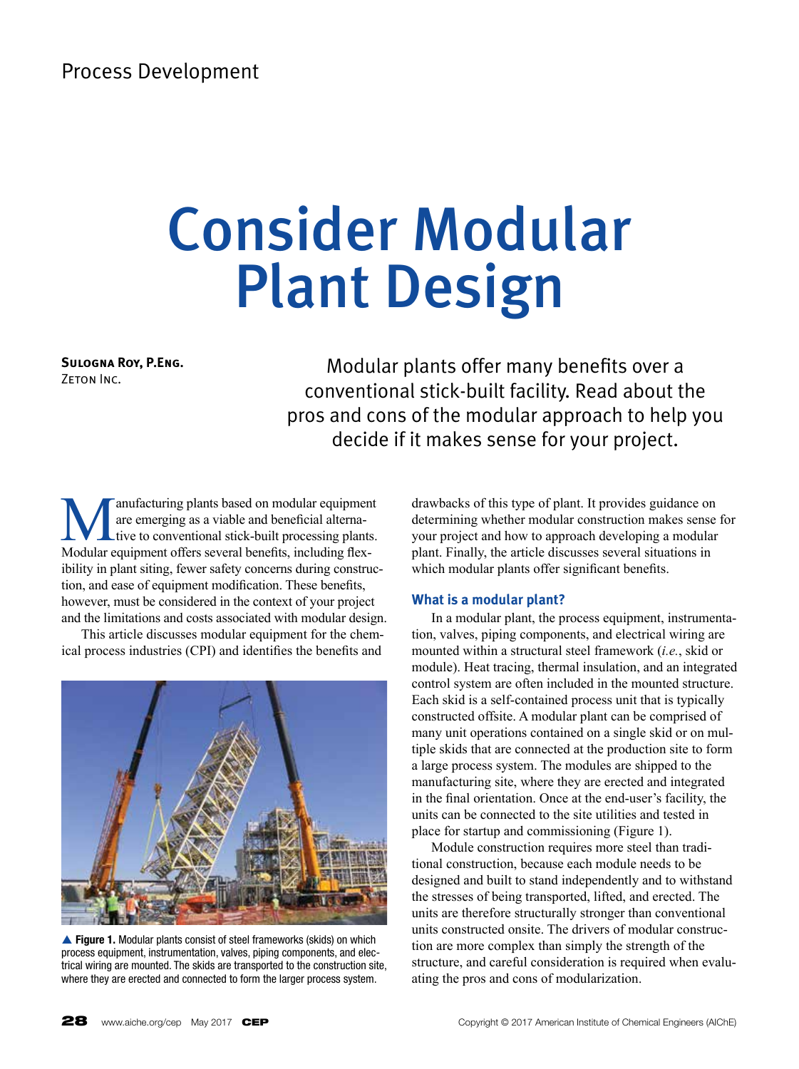Process Development

# Consider Modular Plant Design

**Sulogna Roy, P.Eng.**
Zeton Inc.

Modular plants offer many benefits over a conventional stick-built facility. Read about the pros and cons of the modular approach to help you decide if it makes sense for your project.

Manufacturing plants based on modular equipment are emerging as a viable and beneficial alternative to conventional stick-built processing plants. Modular equipment offers several benefits, including flexibility in plant siting, fewer safety concerns during construction, and ease of equipment modification. These benefits, however, must be considered in the context of your project and the limitations and costs associated with modular design.

This article discusses modular equipment for the chemical process industries (CPI) and identifies the benefits and drawbacks of this type of plant. It provides guidance on determining whether modular construction makes sense for your project and how to approach developing a modular plant. Finally, the article discusses several situations in which modular plants offer significant benefits.

▲ **Figure 1.** Modular plants consist of steel frameworks (skids) on which process equipment, instrumentation, valves, piping components, and electrical wiring are mounted. The skids are transported to the construction site, where they are erected and connected to form the larger process system.

## What is a modular plant?

In a modular plant, the process equipment, instrumentation, valves, piping components, and electrical wiring are mounted within a structural steel framework (*i.e.*, skid or module). Heat tracing, thermal insulation, and an integrated control system are often included in the mounted structure. Each skid is a self-contained process unit that is typically constructed offsite. A modular plant can be comprised of many unit operations contained on a single skid or on multiple skids that are connected at the production site to form a large process system. The modules are shipped to the manufacturing site, where they are erected and integrated in the final orientation. Once at the end-user's facility, the units can be connected to the site utilities and tested in place for startup and commissioning (Figure 1).

Module construction requires more steel than traditional construction, because each module needs to be designed and built to stand independently and to withstand the stresses of being transported, lifted, and erected. The units are therefore structurally stronger than conventional units constructed onsite. The drivers of modular construction are more complex than simply the strength of the structure, and careful consideration is required when evaluating the pros and cons of modularization.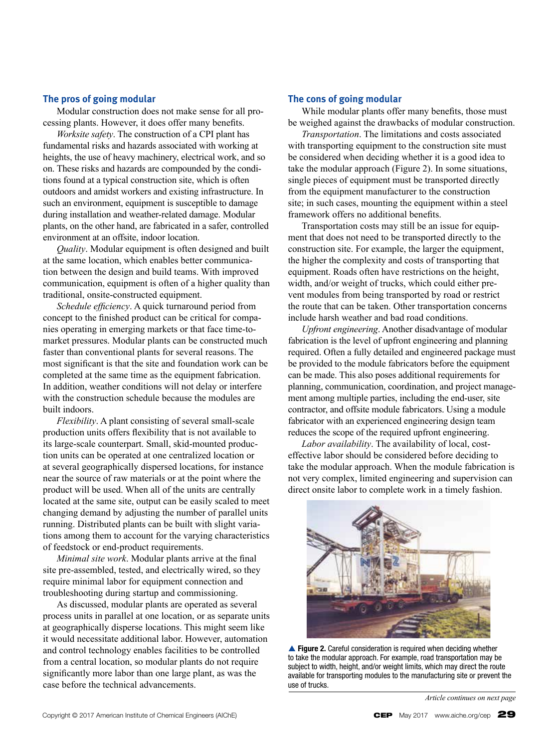## The pros of going modular

Modular construction does not make sense for all processing plants. However, it does offer many benefits.

*Worksite safety*. The construction of a CPI plant has fundamental risks and hazards associated with working at heights, the use of heavy machinery, electrical work, and so on. These risks and hazards are compounded by the conditions found at a typical construction site, which is often outdoors and amidst workers and existing infrastructure. In such an environment, equipment is susceptible to damage during installation and weather-related damage. Modular plants, on the other hand, are fabricated in a safer, controlled environment at an offsite, indoor location.

*Quality*. Modular equipment is often designed and built at the same location, which enables better communication between the design and build teams. With improved communication, equipment is often of a higher quality than traditional, onsite-constructed equipment.

*Schedule efficiency*. A quick turnaround period from concept to the finished product can be critical for companies operating in emerging markets or that face time-to-market pressures. Modular plants can be constructed much faster than conventional plants for several reasons. The most significant is that the site and foundation work can be completed at the same time as the equipment fabrication. In addition, weather conditions will not delay or interfere with the construction schedule because the modules are built indoors.

*Flexibility*. A plant consisting of several small-scale production units offers flexibility that is not available to its large-scale counterpart. Small, skid-mounted production units can be operated at one centralized location or at several geographically dispersed locations, for instance near the source of raw materials or at the point where the product will be used. When all of the units are centrally located at the same site, output can be easily scaled to meet changing demand by adjusting the number of parallel units running. Distributed plants can be built with slight variations among them to account for the varying characteristics of feedstock or end-product requirements.

*Minimal site work*. Modular plants arrive at the final site pre-assembled, tested, and electrically wired, so they require minimal labor for equipment connection and troubleshooting during startup and commissioning.

As discussed, modular plants are operated as several process units in parallel at one location, or as separate units at geographically disperse locations. This might seem like it would necessitate additional labor. However, automation and control technology enables facilities to be controlled from a central location, so modular plants do not require significantly more labor than one large plant, as was the case before the technical advancements.

## The cons of going modular

While modular plants offer many benefits, those must be weighed against the drawbacks of modular construction.

*Transportation*. The limitations and costs associated with transporting equipment to the construction site must be considered when deciding whether it is a good idea to take the modular approach (Figure 2). In some situations, single pieces of equipment must be transported directly from the equipment manufacturer to the construction site; in such cases, mounting the equipment within a steel framework offers no additional benefits.

Transportation costs may still be an issue for equipment that does not need to be transported directly to the construction site. For example, the larger the equipment, the higher the complexity and costs of transporting that equipment. Roads often have restrictions on the height, width, and/or weight of trucks, which could either prevent modules from being transported by road or restrict the route that can be taken. Other transportation concerns include harsh weather and bad road conditions.

*Upfront engineering*. Another disadvantage of modular fabrication is the level of upfront engineering and planning required. Often a fully detailed and engineered package must be provided to the module fabricators before the equipment can be made. This also poses additional requirements for planning, communication, coordination, and project management among multiple parties, including the end-user, site contractor, and offsite module fabricators. Using a module fabricator with an experienced engineering design team reduces the scope of the required upfront engineering.

*Labor availability*. The availability of local, cost-effective labor should be considered before deciding to take the modular approach. When the module fabrication is not very complex, limited engineering and supervision can direct onsite labor to complete work in a timely fashion.

▲ **Figure 2.** Careful consideration is required when deciding whether to take the modular approach. For example, road transportation may be subject to width, height, and/or weight limits, which may direct the route available for transporting modules to the manufacturing site or prevent the use of trucks.

*Article continues on next page*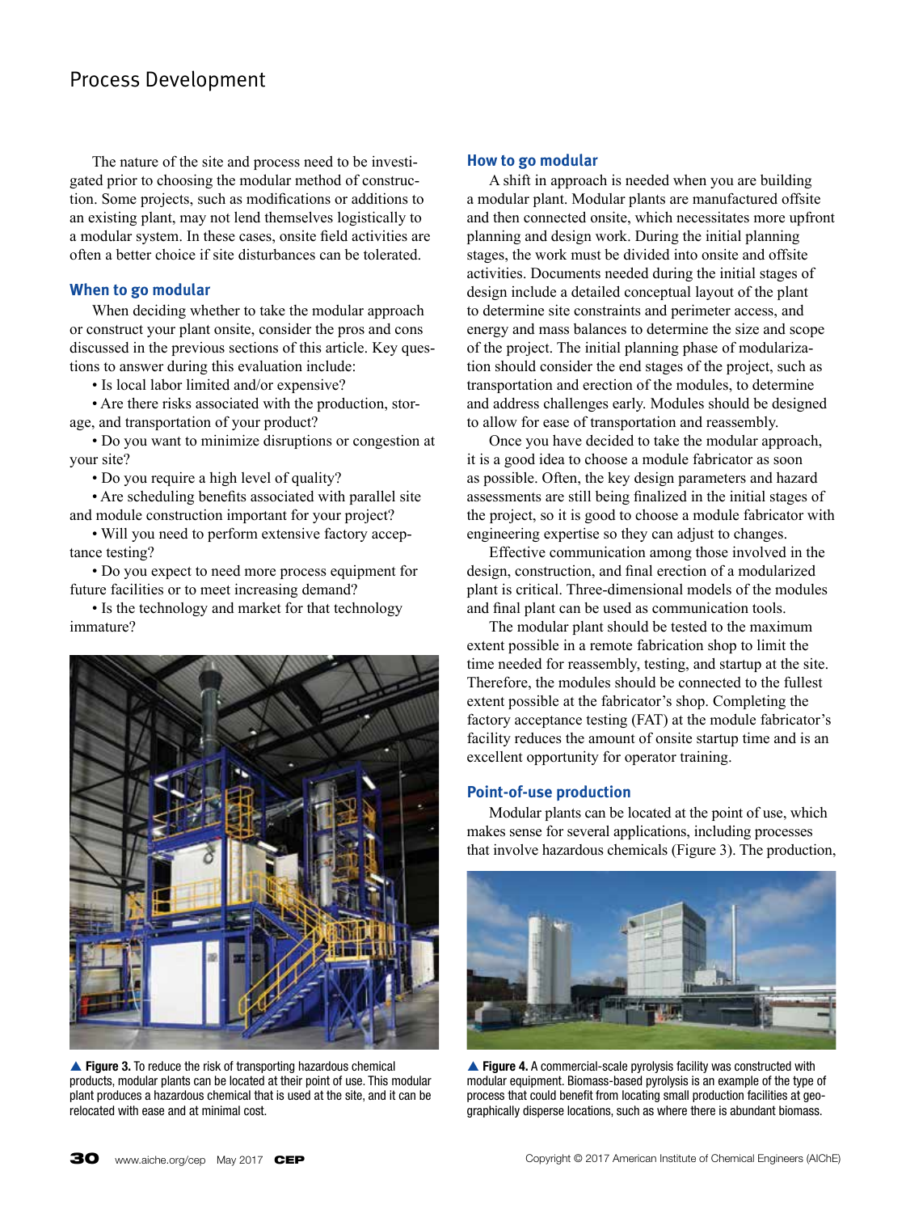The nature of the site and process need to be investigated prior to choosing the modular method of construction. Some projects, such as modifications or additions to an existing plant, may not lend themselves logistically to a modular system. In these cases, onsite field activities are often a better choice if site disturbances can be tolerated.

### When to go modular

When deciding whether to take the modular approach or construct your plant onsite, consider the pros and cons discussed in the previous sections of this article. Key questions to answer during this evaluation include:

- Is local labor limited and/or expensive?
- Are there risks associated with the production, storage, and transportation of your product?
- Do you want to minimize disruptions or congestion at your site?
- Do you require a high level of quality?
- Are scheduling benefits associated with parallel site and module construction important for your project?
- Will you need to perform extensive factory acceptance testing?
- Do you expect to need more process equipment for future facilities or to meet increasing demand?
- Is the technology and market for that technology immature?

▲ **Figure 3.** To reduce the risk of transporting hazardous chemical products, modular plants can be located at their point of use. This modular plant produces a hazardous chemical that is used at the site, and it can be relocated with ease and at minimal cost.

### How to go modular

A shift in approach is needed when you are building a modular plant. Modular plants are manufactured offsite and then connected onsite, which necessitates more upfront planning and design work. During the initial planning stages, the work must be divided into onsite and offsite activities. Documents needed during the initial stages of design include a detailed conceptual layout of the plant to determine site constraints and perimeter access, and energy and mass balances to determine the size and scope of the project. The initial planning phase of modularization should consider the end stages of the project, such as transportation and erection of the modules, to determine and address challenges early. Modules should be designed to allow for ease of transportation and reassembly.

Once you have decided to take the modular approach, it is a good idea to choose a module fabricator as soon as possible. Often, the key design parameters and hazard assessments are still being finalized in the initial stages of the project, so it is good to choose a module fabricator with engineering expertise so they can adjust to changes.

Effective communication among those involved in the design, construction, and final erection of a modularized plant is critical. Three-dimensional models of the modules and final plant can be used as communication tools.

The modular plant should be tested to the maximum extent possible in a remote fabrication shop to limit the time needed for reassembly, testing, and startup at the site. Therefore, the modules should be connected to the fullest extent possible at the fabricator's shop. Completing the factory acceptance testing (FAT) at the module fabricator's facility reduces the amount of onsite startup time and is an excellent opportunity for operator training.

### Point-of-use production

Modular plants can be located at the point of use, which makes sense for several applications, including processes that involve hazardous chemicals (Figure 3). The production,

▲ **Figure 4.** A commercial-scale pyrolysis facility was constructed with modular equipment. Biomass-based pyrolysis is an example of the type of process that could benefit from locating small production facilities at geographically disperse locations, such as where there is abundant biomass.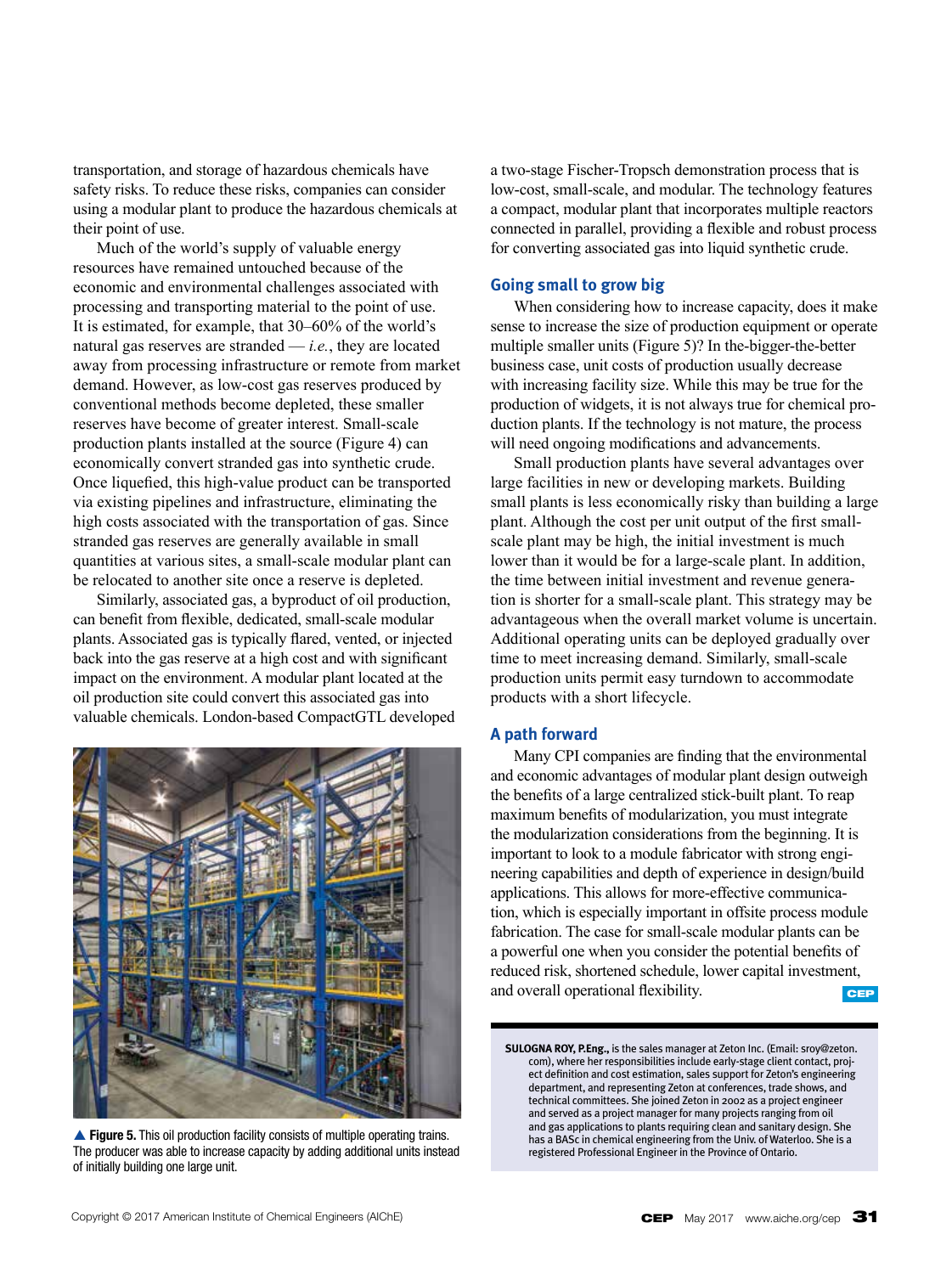transportation, and storage of hazardous chemicals have safety risks. To reduce these risks, companies can consider using a modular plant to produce the hazardous chemicals at their point of use.

Much of the world's supply of valuable energy resources have remained untouched because of the economic and environmental challenges associated with processing and transporting material to the point of use. It is estimated, for example, that 30–60% of the world's natural gas reserves are stranded — *i.e.*, they are located away from processing infrastructure or remote from market demand. However, as low-cost gas reserves produced by conventional methods become depleted, these smaller reserves have become of greater interest. Small-scale production plants installed at the source (Figure 4) can economically convert stranded gas into synthetic crude. Once liquefied, this high-value product can be transported via existing pipelines and infrastructure, eliminating the high costs associated with the transportation of gas. Since stranded gas reserves are generally available in small quantities at various sites, a small-scale modular plant can be relocated to another site once a reserve is depleted.

Similarly, associated gas, a byproduct of oil production, can benefit from flexible, dedicated, small-scale modular plants. Associated gas is typically flared, vented, or injected back into the gas reserve at a high cost and with significant impact on the environment. A modular plant located at the oil production site could convert this associated gas into valuable chemicals. London-based CompactGTL developed a two-stage Fischer-Tropsch demonstration process that is low-cost, small-scale, and modular. The technology features a compact, modular plant that incorporates multiple reactors connected in parallel, providing a flexible and robust process for converting associated gas into liquid synthetic crude.

▲ **Figure 5.** This oil production facility consists of multiple operating trains. The producer was able to increase capacity by adding additional units instead of initially building one large unit.

## Going small to grow big

When considering how to increase capacity, does it make sense to increase the size of production equipment or operate multiple smaller units (Figure 5)? In the-bigger-the-better business case, unit costs of production usually decrease with increasing facility size. While this may be true for the production of widgets, it is not always true for chemical production plants. If the technology is not mature, the process will need ongoing modifications and advancements.

Small production plants have several advantages over large facilities in new or developing markets. Building small plants is less economically risky than building a large plant. Although the cost per unit output of the first small-scale plant may be high, the initial investment is much lower than it would be for a large-scale plant. In addition, the time between initial investment and revenue generation is shorter for a small-scale plant. This strategy may be advantageous when the overall market volume is uncertain. Additional operating units can be deployed gradually over time to meet increasing demand. Similarly, small-scale production units permit easy turndown to accommodate products with a short lifecycle.

## A path forward

Many CPI companies are finding that the environmental and economic advantages of modular plant design outweigh the benefits of a large centralized stick-built plant. To reap maximum benefits of modularization, you must integrate the modularization considerations from the beginning. It is important to look to a module fabricator with strong engineering capabilities and depth of experience in design/build applications. This allows for more-effective communication, which is especially important in offsite process module fabrication. The case for small-scale modular plants can be a powerful one when you consider the potential benefits of reduced risk, shortened schedule, lower capital investment, and overall operational flexibility. CEP

**SULOGNA ROY, P.Eng.,** is the sales manager at Zeton Inc. (Email: sroy@zeton.com), where her responsibilities include early-stage client contact, project definition and cost estimation, sales support for Zeton's engineering department, and representing Zeton at conferences, trade shows, and technical committees. She joined Zeton in 2002 as a project engineer and served as a project manager for many projects ranging from oil and gas applications to plants requiring clean and sanitary design. She has a BASc in chemical engineering from the Univ. of Waterloo. She is a registered Professional Engineer in the Province of Ontario.

Copyright © 2017 American Institute of Chemical Engineers (AIChE)